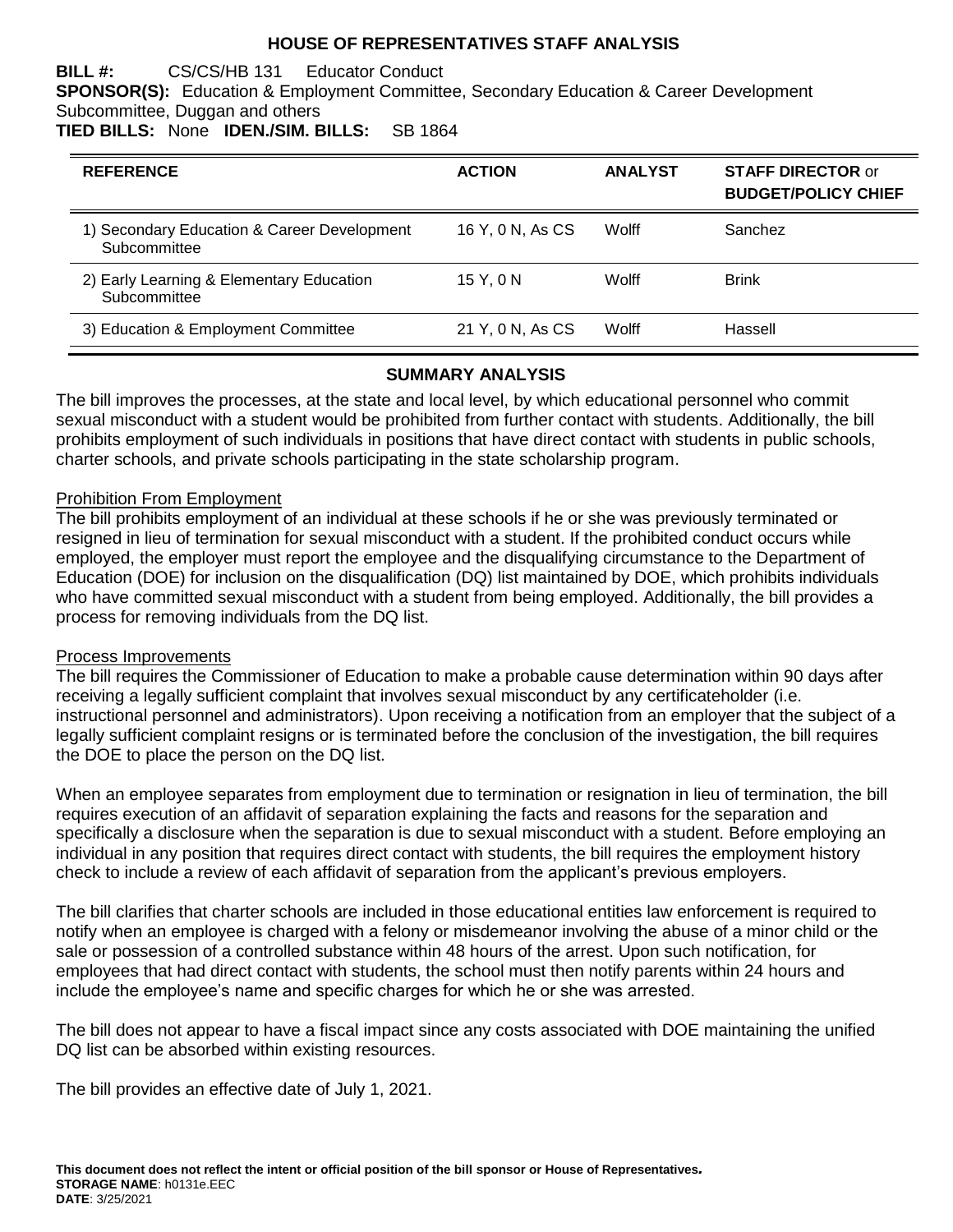# HOUSE OF REPRESENTATIVES STAFF ANALYSIS

**BILL #:** CS/CS/HB 131 Educator Conduct
**SPONSOR(S):** Education & Employment Committee, Secondary Education & Career Development Subcommittee, Duggan and others
**TIED BILLS:** None **IDEN./SIM. BILLS:** SB 1864

| REFERENCE | ACTION | ANALYST | STAFF DIRECTOR or BUDGET/POLICY CHIEF |
|---|---|---|---|
| 1) Secondary Education & Career Development Subcommittee | 16 Y, 0 N, As CS | Wolff | Sanchez |
| 2) Early Learning & Elementary Education Subcommittee | 15 Y, 0 N | Wolff | Brink |
| 3) Education & Employment Committee | 21 Y, 0 N, As CS | Wolff | Hassell |

## SUMMARY ANALYSIS

The bill improves the processes, at the state and local level, by which educational personnel who commit sexual misconduct with a student would be prohibited from further contact with students. Additionally, the bill prohibits employment of such individuals in positions that have direct contact with students in public schools, charter schools, and private schools participating in the state scholarship program.

### Prohibition From Employment

The bill prohibits employment of an individual at these schools if he or she was previously terminated or resigned in lieu of termination for sexual misconduct with a student. If the prohibited conduct occurs while employed, the employer must report the employee and the disqualifying circumstance to the Department of Education (DOE) for inclusion on the disqualification (DQ) list maintained by DOE, which prohibits individuals who have committed sexual misconduct with a student from being employed. Additionally, the bill provides a process for removing individuals from the DQ list.

### Process Improvements

The bill requires the Commissioner of Education to make a probable cause determination within 90 days after receiving a legally sufficient complaint that involves sexual misconduct by any certificateholder (i.e. instructional personnel and administrators). Upon receiving a notification from an employer that the subject of a legally sufficient complaint resigns or is terminated before the conclusion of the investigation, the bill requires the DOE to place the person on the DQ list.

When an employee separates from employment due to termination or resignation in lieu of termination, the bill requires execution of an affidavit of separation explaining the facts and reasons for the separation and specifically a disclosure when the separation is due to sexual misconduct with a student. Before employing an individual in any position that requires direct contact with students, the bill requires the employment history check to include a review of each affidavit of separation from the applicant's previous employers.

The bill clarifies that charter schools are included in those educational entities law enforcement is required to notify when an employee is charged with a felony or misdemeanor involving the abuse of a minor child or the sale or possession of a controlled substance within 48 hours of the arrest. Upon such notification, for employees that had direct contact with students, the school must then notify parents within 24 hours and include the employee's name and specific charges for which he or she was arrested.

The bill does not appear to have a fiscal impact since any costs associated with DOE maintaining the unified DQ list can be absorbed within existing resources.

The bill provides an effective date of July 1, 2021.

**This document does not reflect the intent or official position of the bill sponsor or House of Representatives.**
**STORAGE NAME**: h0131e.EEC
**DATE**: 3/25/2021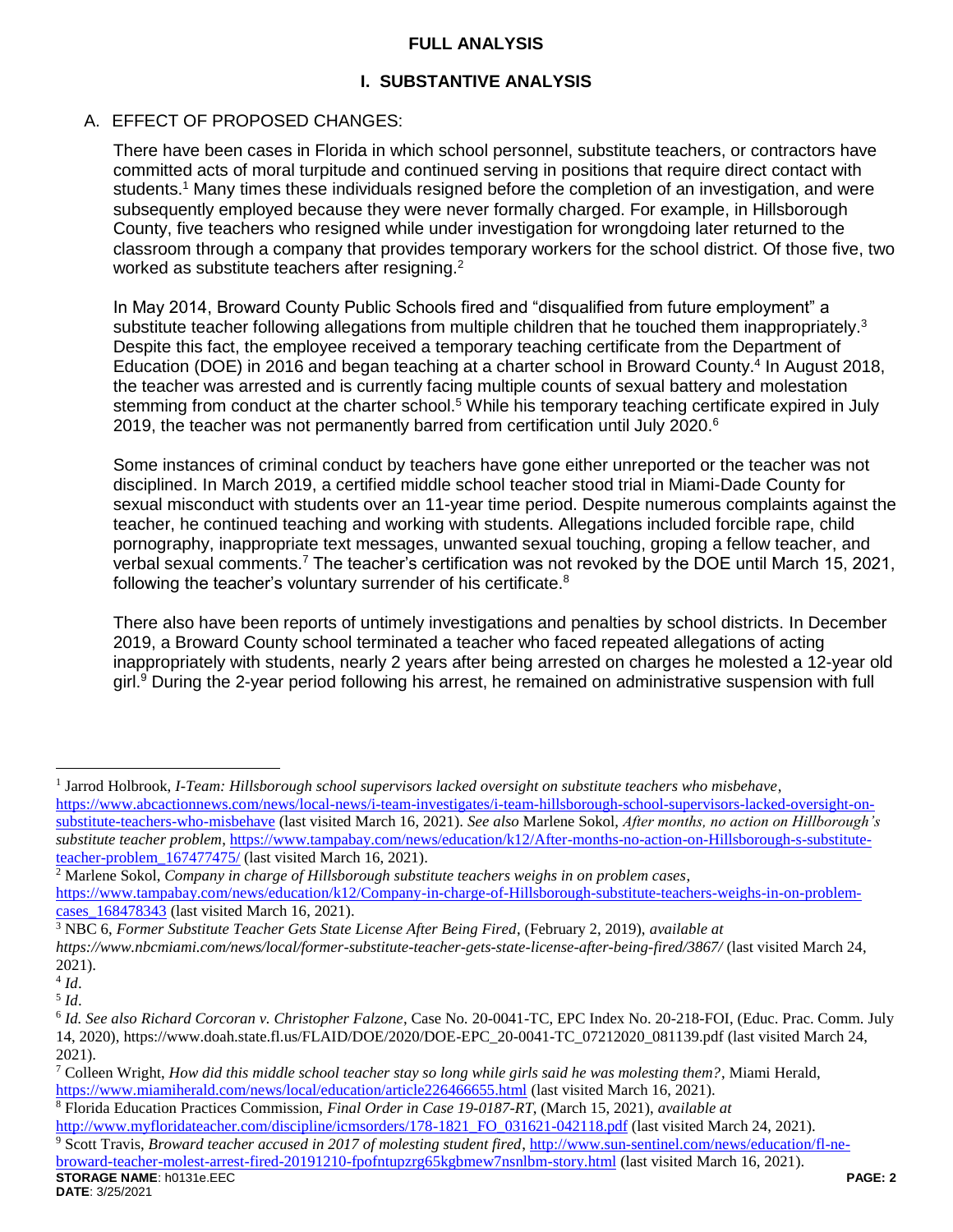# FULL ANALYSIS

## I. SUBSTANTIVE ANALYSIS

### A. EFFECT OF PROPOSED CHANGES:

There have been cases in Florida in which school personnel, substitute teachers, or contractors have committed acts of moral turpitude and continued serving in positions that require direct contact with students.[1] Many times these individuals resigned before the completion of an investigation, and were subsequently employed because they were never formally charged. For example, in Hillsborough County, five teachers who resigned while under investigation for wrongdoing later returned to the classroom through a company that provides temporary workers for the school district. Of those five, two worked as substitute teachers after resigning.[2]

In May 2014, Broward County Public Schools fired and "disqualified from future employment" a substitute teacher following allegations from multiple children that he touched them inappropriately.[3] Despite this fact, the employee received a temporary teaching certificate from the Department of Education (DOE) in 2016 and began teaching at a charter school in Broward County.[4] In August 2018, the teacher was arrested and is currently facing multiple counts of sexual battery and molestation stemming from conduct at the charter school.[5] While his temporary teaching certificate expired in July 2019, the teacher was not permanently barred from certification until July 2020.[6]

Some instances of criminal conduct by teachers have gone either unreported or the teacher was not disciplined. In March 2019, a certified middle school teacher stood trial in Miami-Dade County for sexual misconduct with students over an 11-year time period. Despite numerous complaints against the teacher, he continued teaching and working with students. Allegations included forcible rape, child pornography, inappropriate text messages, unwanted sexual touching, groping a fellow teacher, and verbal sexual comments.[7] The teacher's certification was not revoked by the DOE until March 15, 2021, following the teacher's voluntary surrender of his certificate.[8]

There also have been reports of untimely investigations and penalties by school districts. In December 2019, a Broward County school terminated a teacher who faced repeated allegations of acting inappropriately with students, nearly 2 years after being arrested on charges he molested a 12-year old girl.[9] During the 2-year period following his arrest, he remained on administrative suspension with full

---

[1] Jarrod Holbrook, *I-Team: Hillsborough school supervisors lacked oversight on substitute teachers who misbehave*, https://www.abcactionnews.com/news/local-news/i-team-investigates/i-team-hillsborough-school-supervisors-lacked-oversight-on-substitute-teachers-who-misbehave (last visited March 16, 2021). *See also* Marlene Sokol, *After months, no action on Hillborough's substitute teacher problem*, https://www.tampabay.com/news/education/k12/After-months-no-action-on-Hillsborough-s-substitute-teacher-problem_167477475/ (last visited March 16, 2021).

[2] Marlene Sokol, *Company in charge of Hillsborough substitute teachers weighs in on problem cases*, https://www.tampabay.com/news/education/k12/Company-in-charge-of-Hillsborough-substitute-teachers-weighs-in-on-problem-cases_168478343 (last visited March 16, 2021).

[3] NBC 6, *Former Substitute Teacher Gets State License After Being Fired*, (February 2, 2019), *available at https://www.nbcmiami.com/news/local/former-substitute-teacher-gets-state-license-after-being-fired/3867/* (last visited March 24, 2021).

[4] *Id*.

[5] *Id*.

[6] *Id. See also Richard Corcoran v. Christopher Falzone*, Case No. 20-0041-TC, EPC Index No. 20-218-FOI, (Educ. Prac. Comm. July 14, 2020), https://www.doah.state.fl.us/FLAID/DOE/2020/DOE-EPC_20-0041-TC_07212020_081139.pdf (last visited March 24, 2021).

[7] Colleen Wright, *How did this middle school teacher stay so long while girls said he was molesting them?*, Miami Herald, https://www.miamiherald.com/news/local/education/article226466655.html (last visited March 16, 2021).

[8] Florida Education Practices Commission, *Final Order in Case 19-0187-RT*, (March 15, 2021), *available at* http://www.myfloridateacher.com/discipline/icmsorders/178-1821_FO_031621-042118.pdf (last visited March 24, 2021).

[9] Scott Travis, *Broward teacher accused in 2017 of molesting student fired*, http://www.sun-sentinel.com/news/education/fl-ne-broward-teacher-molest-arrest-fired-20191210-fpofntupzrg65kgbmew7nsnlbm-story.html (last visited March 16, 2021).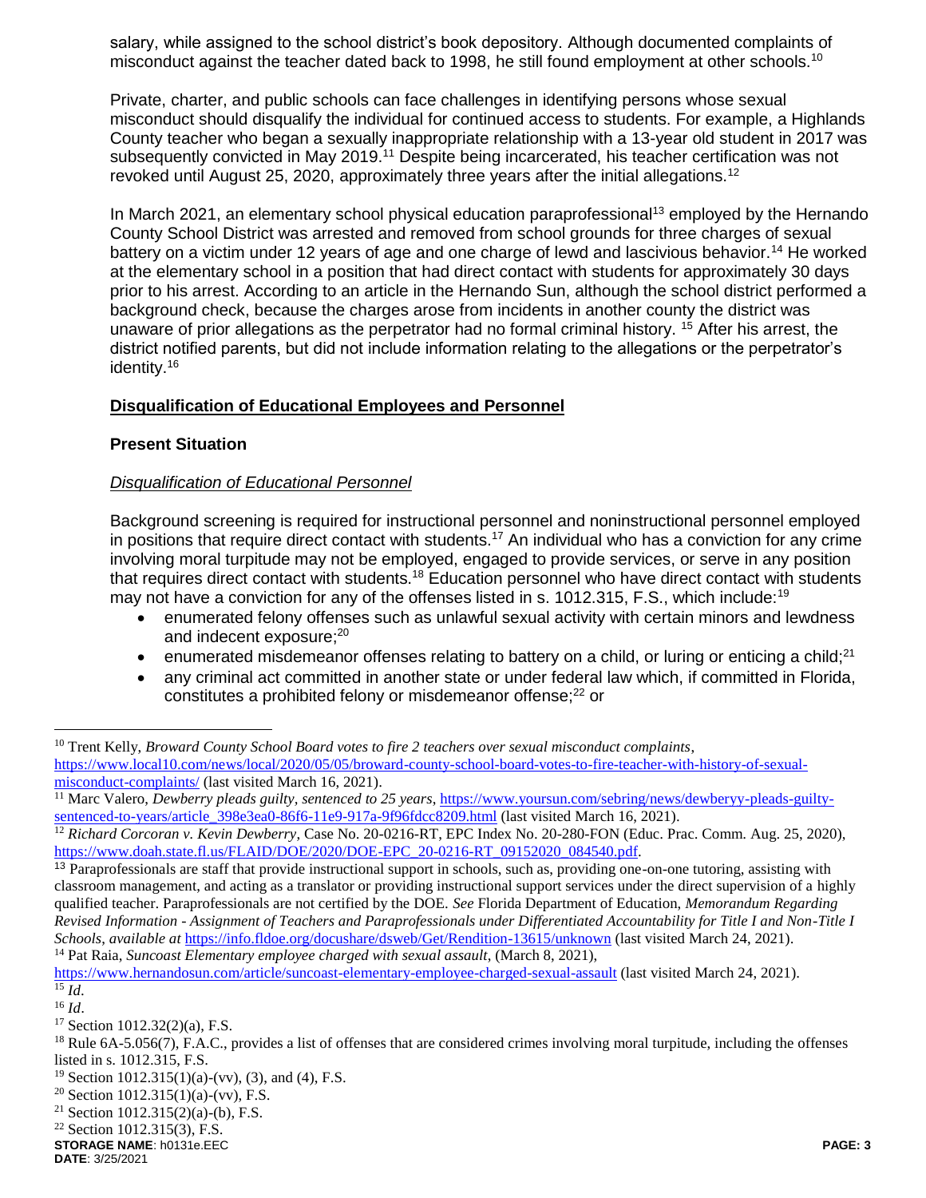salary, while assigned to the school district's book depository. Although documented complaints of misconduct against the teacher dated back to 1998, he still found employment at other schools.[10]

Private, charter, and public schools can face challenges in identifying persons whose sexual misconduct should disqualify the individual for continued access to students. For example, a Highlands County teacher who began a sexually inappropriate relationship with a 13-year old student in 2017 was subsequently convicted in May 2019.[11] Despite being incarcerated, his teacher certification was not revoked until August 25, 2020, approximately three years after the initial allegations.[12]

In March 2021, an elementary school physical education paraprofessional[13] employed by the Hernando County School District was arrested and removed from school grounds for three charges of sexual battery on a victim under 12 years of age and one charge of lewd and lascivious behavior.[14] He worked at the elementary school in a position that had direct contact with students for approximately 30 days prior to his arrest. According to an article in the Hernando Sun, although the school district performed a background check, because the charges arose from incidents in another county the district was unaware of prior allegations as the perpetrator had no formal criminal history.[15] After his arrest, the district notified parents, but did not include information relating to the allegations or the perpetrator's identity.[16]

## Disqualification of Educational Employees and Personnel

### Present Situation

#### *Disqualification of Educational Personnel*

Background screening is required for instructional personnel and noninstructional personnel employed in positions that require direct contact with students.[17] An individual who has a conviction for any crime involving moral turpitude may not be employed, engaged to provide services, or serve in any position that requires direct contact with students.[18] Education personnel who have direct contact with students may not have a conviction for any of the offenses listed in s. 1012.315, F.S., which include:[19]

- enumerated felony offenses such as unlawful sexual activity with certain minors and lewdness and indecent exposure;[20]
- enumerated misdemeanor offenses relating to battery on a child, or luring or enticing a child;[21]
- any criminal act committed in another state or under federal law which, if committed in Florida, constitutes a prohibited felony or misdemeanor offense;[22] or

---

[10] Trent Kelly, *Broward County School Board votes to fire 2 teachers over sexual misconduct complaints*, https://www.local10.com/news/local/2020/05/05/broward-county-school-board-votes-to-fire-teacher-with-history-of-sexual-misconduct-complaints/ (last visited March 16, 2021).

[11] Marc Valero, *Dewberry pleads guilty, sentenced to 25 years*, https://www.yoursun.com/sebring/news/dewberyy-pleads-guilty-sentenced-to-years/article_398e3ea0-86f6-11e9-917a-9f96fdcc8209.html (last visited March 16, 2021).

[12] *Richard Corcoran v. Kevin Dewberry*, Case No. 20-0216-RT, EPC Index No. 20-280-FON (Educ. Prac. Comm. Aug. 25, 2020), https://www.doah.state.fl.us/FLAID/DOE/2020/DOE-EPC_20-0216-RT_09152020_084540.pdf.

[13] Paraprofessionals are staff that provide instructional support in schools, such as, providing one-on-one tutoring, assisting with classroom management, and acting as a translator or providing instructional support services under the direct supervision of a highly qualified teacher. Paraprofessionals are not certified by the DOE. *See* Florida Department of Education, *Memorandum Regarding Revised Information - Assignment of Teachers and Paraprofessionals under Differentiated Accountability for Title I and Non-Title I Schools*, *available at* https://info.fldoe.org/docushare/dsweb/Get/Rendition-13615/unknown (last visited March 24, 2021).

[14] Pat Raia, *Suncoast Elementary employee charged with sexual assault*, (March 8, 2021), https://www.hernandosun.com/article/suncoast-elementary-employee-charged-sexual-assault (last visited March 24, 2021).

[15] *Id*.

[16] *Id*.

[17] Section 1012.32(2)(a), F.S.

[18] Rule 6A-5.056(7), F.A.C., provides a list of offenses that are considered crimes involving moral turpitude, including the offenses listed in s. 1012.315, F.S.

[19] Section 1012.315(1)(a)-(vv), (3), and (4), F.S.

[20] Section 1012.315(1)(a)-(vv), F.S.

[21] Section 1012.315(2)(a)-(b), F.S.

[22] Section 1012.315(3), F.S.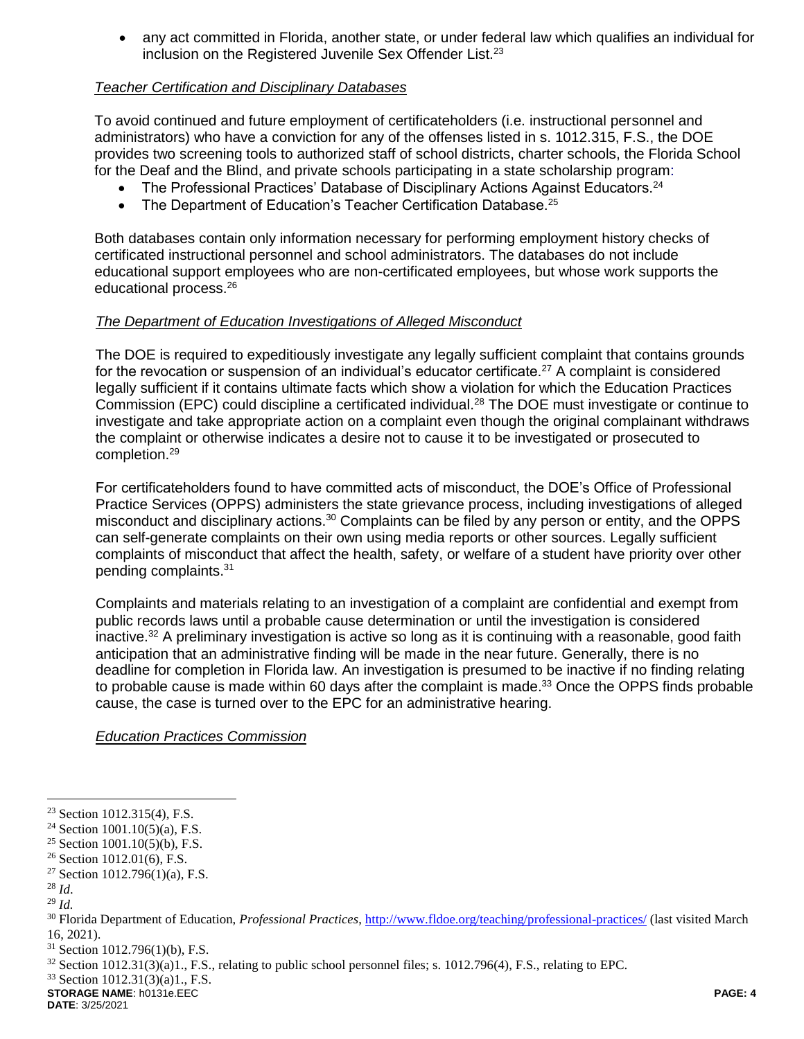- any act committed in Florida, another state, or under federal law which qualifies an individual for inclusion on the Registered Juvenile Sex Offender List.[23]

*Teacher Certification and Disciplinary Databases*

To avoid continued and future employment of certificateholders (i.e. instructional personnel and administrators) who have a conviction for any of the offenses listed in s. 1012.315, F.S., the DOE provides two screening tools to authorized staff of school districts, charter schools, the Florida School for the Deaf and the Blind, and private schools participating in a state scholarship program:

- The Professional Practices' Database of Disciplinary Actions Against Educators.[24]
- The Department of Education's Teacher Certification Database.[25]

Both databases contain only information necessary for performing employment history checks of certificated instructional personnel and school administrators. The databases do not include educational support employees who are non-certificated employees, but whose work supports the educational process.[26]

*The Department of Education Investigations of Alleged Misconduct*

The DOE is required to expeditiously investigate any legally sufficient complaint that contains grounds for the revocation or suspension of an individual's educator certificate.[27] A complaint is considered legally sufficient if it contains ultimate facts which show a violation for which the Education Practices Commission (EPC) could discipline a certificated individual.[28] The DOE must investigate or continue to investigate and take appropriate action on a complaint even though the original complainant withdraws the complaint or otherwise indicates a desire not to cause it to be investigated or prosecuted to completion.[29]

For certificateholders found to have committed acts of misconduct, the DOE's Office of Professional Practice Services (OPPS) administers the state grievance process, including investigations of alleged misconduct and disciplinary actions.[30] Complaints can be filed by any person or entity, and the OPPS can self-generate complaints on their own using media reports or other sources. Legally sufficient complaints of misconduct that affect the health, safety, or welfare of a student have priority over other pending complaints.[31]

Complaints and materials relating to an investigation of a complaint are confidential and exempt from public records laws until a probable cause determination or until the investigation is considered inactive.[32] A preliminary investigation is active so long as it is continuing with a reasonable, good faith anticipation that an administrative finding will be made in the near future. Generally, there is no deadline for completion in Florida law. An investigation is presumed to be inactive if no finding relating to probable cause is made within 60 days after the complaint is made.[33] Once the OPPS finds probable cause, the case is turned over to the EPC for an administrative hearing.

*Education Practices Commission*

---

[23] Section 1012.315(4), F.S.
[24] Section 1001.10(5)(a), F.S.
[25] Section 1001.10(5)(b), F.S.
[26] Section 1012.01(6), F.S.
[27] Section 1012.796(1)(a), F.S.
[28] *Id.*
[29] *Id.*
[30] Florida Department of Education, *Professional Practices*, http://www.fldoe.org/teaching/professional-practices/ (last visited March 16, 2021).
[31] Section 1012.796(1)(b), F.S.
[32] Section 1012.31(3)(a)1., F.S., relating to public school personnel files; s. 1012.796(4), F.S., relating to EPC.
[33] Section 1012.31(3)(a)1., F.S.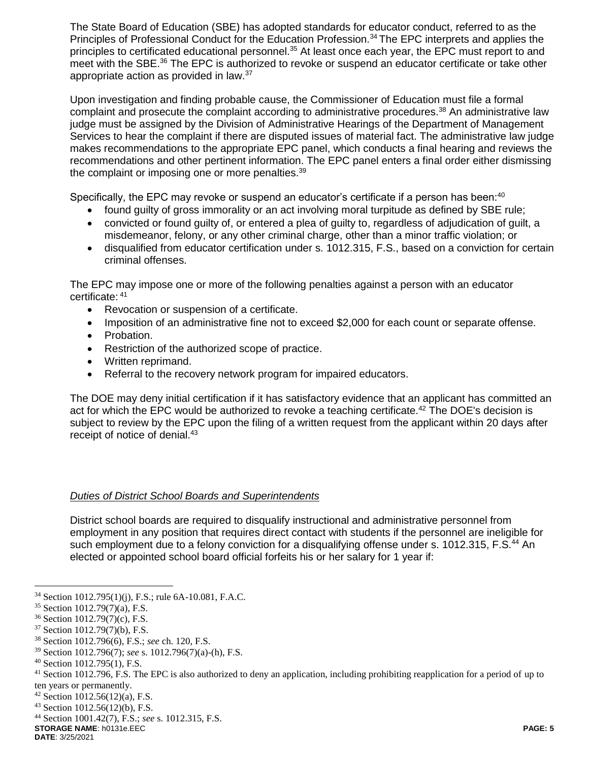The State Board of Education (SBE) has adopted standards for educator conduct, referred to as the Principles of Professional Conduct for the Education Profession.[34] The EPC interprets and applies the principles to certificated educational personnel.[35] At least once each year, the EPC must report to and meet with the SBE.[36] The EPC is authorized to revoke or suspend an educator certificate or take other appropriate action as provided in law.[37]

Upon investigation and finding probable cause, the Commissioner of Education must file a formal complaint and prosecute the complaint according to administrative procedures.[38] An administrative law judge must be assigned by the Division of Administrative Hearings of the Department of Management Services to hear the complaint if there are disputed issues of material fact. The administrative law judge makes recommendations to the appropriate EPC panel, which conducts a final hearing and reviews the recommendations and other pertinent information. The EPC panel enters a final order either dismissing the complaint or imposing one or more penalties.[39]

Specifically, the EPC may revoke or suspend an educator's certificate if a person has been:[40]

- found guilty of gross immorality or an act involving moral turpitude as defined by SBE rule;
- convicted or found guilty of, or entered a plea of guilty to, regardless of adjudication of guilt, a misdemeanor, felony, or any other criminal charge, other than a minor traffic violation; or
- disqualified from educator certification under s. 1012.315, F.S., based on a conviction for certain criminal offenses.

The EPC may impose one or more of the following penalties against a person with an educator certificate:[41]

- Revocation or suspension of a certificate.
- Imposition of an administrative fine not to exceed $2,000 for each count or separate offense.
- Probation.
- Restriction of the authorized scope of practice.
- Written reprimand.
- Referral to the recovery network program for impaired educators.

The DOE may deny initial certification if it has satisfactory evidence that an applicant has committed an act for which the EPC would be authorized to revoke a teaching certificate.[42] The DOE's decision is subject to review by the EPC upon the filing of a written request from the applicant within 20 days after receipt of notice of denial.[43]

*Duties of District School Boards and Superintendents*

District school boards are required to disqualify instructional and administrative personnel from employment in any position that requires direct contact with students if the personnel are ineligible for such employment due to a felony conviction for a disqualifying offense under s. 1012.315, F.S.[44] An elected or appointed school board official forfeits his or her salary for 1 year if:

---

[34] Section 1012.795(1)(j), F.S.; rule 6A-10.081, F.A.C.
[35] Section 1012.79(7)(a), F.S.
[36] Section 1012.79(7)(c), F.S.
[37] Section 1012.79(7)(b), F.S.
[38] Section 1012.796(6), F.S.; *see* ch. 120, F.S.
[39] Section 1012.796(7); *see* s. 1012.796(7)(a)-(h), F.S.
[40] Section 1012.795(1), F.S.
[41] Section 1012.796, F.S. The EPC is also authorized to deny an application, including prohibiting reapplication for a period of up to ten years or permanently.
[42] Section 1012.56(12)(a), F.S.
[43] Section 1012.56(12)(b), F.S.
[44] Section 1001.42(7), F.S.; *see* s. 1012.315, F.S.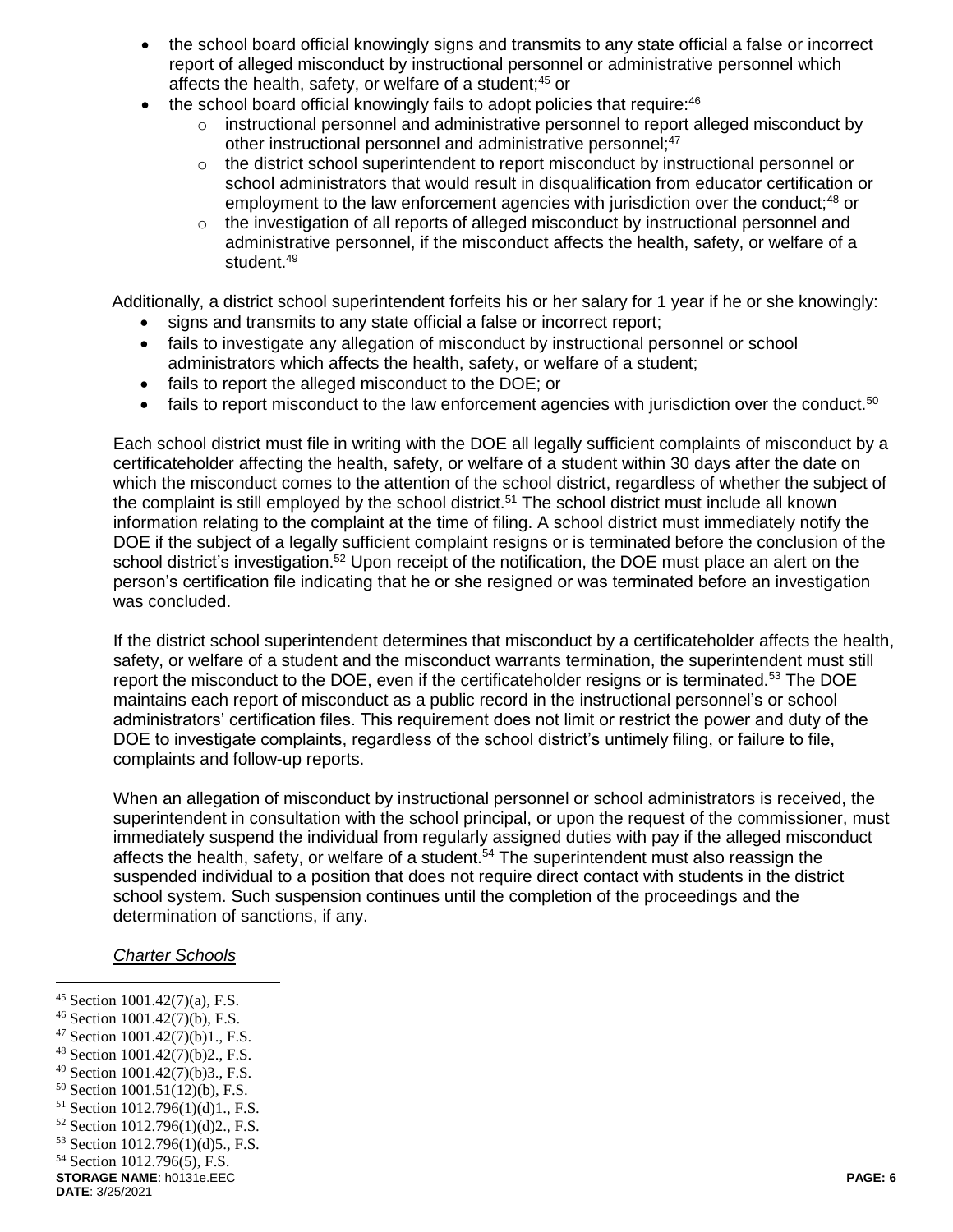- the school board official knowingly signs and transmits to any state official a false or incorrect report of alleged misconduct by instructional personnel or administrative personnel which affects the health, safety, or welfare of a student;[45] or
- the school board official knowingly fails to adopt policies that require:[46]
  - instructional personnel and administrative personnel to report alleged misconduct by other instructional personnel and administrative personnel;[47]
  - the district school superintendent to report misconduct by instructional personnel or school administrators that would result in disqualification from educator certification or employment to the law enforcement agencies with jurisdiction over the conduct;[48] or
  - the investigation of all reports of alleged misconduct by instructional personnel and administrative personnel, if the misconduct affects the health, safety, or welfare of a student.[49]

Additionally, a district school superintendent forfeits his or her salary for 1 year if he or she knowingly:

- signs and transmits to any state official a false or incorrect report;
- fails to investigate any allegation of misconduct by instructional personnel or school administrators which affects the health, safety, or welfare of a student;
- fails to report the alleged misconduct to the DOE; or
- fails to report misconduct to the law enforcement agencies with jurisdiction over the conduct.[50]

Each school district must file in writing with the DOE all legally sufficient complaints of misconduct by a certificateholder affecting the health, safety, or welfare of a student within 30 days after the date on which the misconduct comes to the attention of the school district, regardless of whether the subject of the complaint is still employed by the school district.[51] The school district must include all known information relating to the complaint at the time of filing. A school district must immediately notify the DOE if the subject of a legally sufficient complaint resigns or is terminated before the conclusion of the school district's investigation.[52] Upon receipt of the notification, the DOE must place an alert on the person's certification file indicating that he or she resigned or was terminated before an investigation was concluded.

If the district school superintendent determines that misconduct by a certificateholder affects the health, safety, or welfare of a student and the misconduct warrants termination, the superintendent must still report the misconduct to the DOE, even if the certificateholder resigns or is terminated.[53] The DOE maintains each report of misconduct as a public record in the instructional personnel's or school administrators' certification files. This requirement does not limit or restrict the power and duty of the DOE to investigate complaints, regardless of the school district's untimely filing, or failure to file, complaints and follow-up reports.

When an allegation of misconduct by instructional personnel or school administrators is received, the superintendent in consultation with the school principal, or upon the request of the commissioner, must immediately suspend the individual from regularly assigned duties with pay if the alleged misconduct affects the health, safety, or welfare of a student.[54] The superintendent must also reassign the suspended individual to a position that does not require direct contact with students in the district school system. Such suspension continues until the completion of the proceedings and the determination of sanctions, if any.

*Charter Schools*

---

[45] Section 1001.42(7)(a), F.S.
[46] Section 1001.42(7)(b), F.S.
[47] Section 1001.42(7)(b)1., F.S.
[48] Section 1001.42(7)(b)2., F.S.
[49] Section 1001.42(7)(b)3., F.S.
[50] Section 1001.51(12)(b), F.S.
[51] Section 1012.796(1)(d)1., F.S.
[52] Section 1012.796(1)(d)2., F.S.
[53] Section 1012.796(1)(d)5., F.S.
[54] Section 1012.796(5), F.S.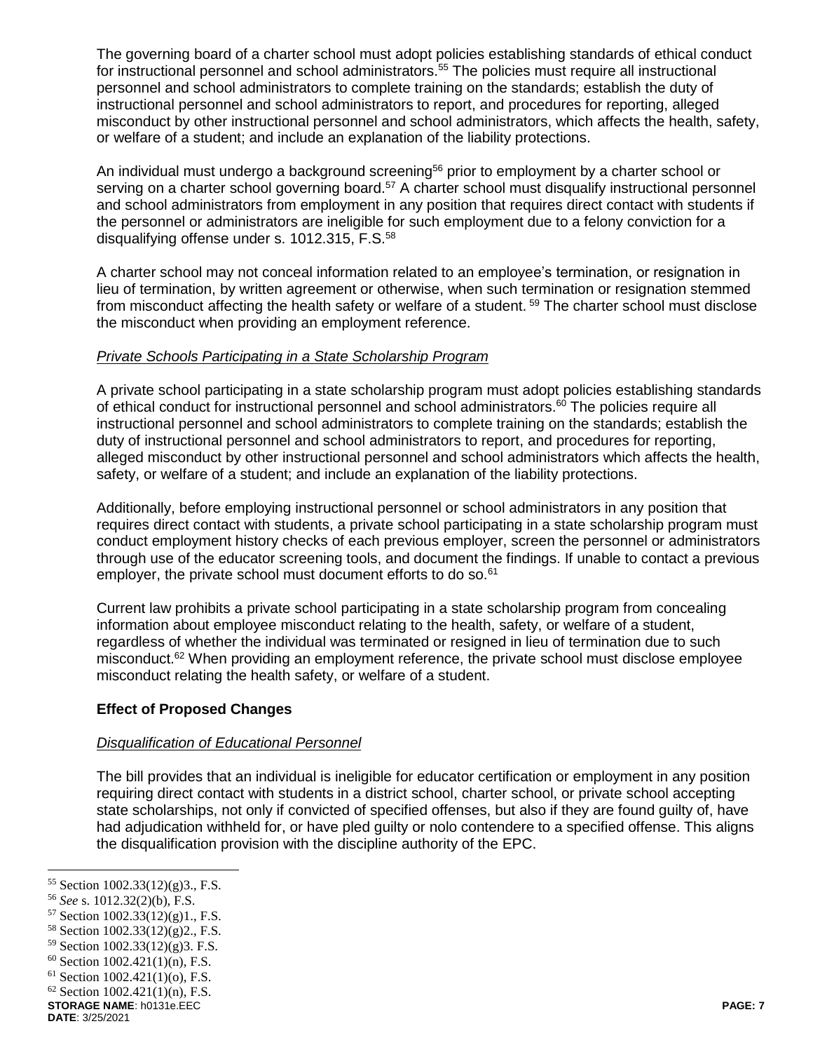The governing board of a charter school must adopt policies establishing standards of ethical conduct for instructional personnel and school administrators.[55] The policies must require all instructional personnel and school administrators to complete training on the standards; establish the duty of instructional personnel and school administrators to report, and procedures for reporting, alleged misconduct by other instructional personnel and school administrators, which affects the health, safety, or welfare of a student; and include an explanation of the liability protections.

An individual must undergo a background screening[56] prior to employment by a charter school or serving on a charter school governing board.[57] A charter school must disqualify instructional personnel and school administrators from employment in any position that requires direct contact with students if the personnel or administrators are ineligible for such employment due to a felony conviction for a disqualifying offense under s. 1012.315, F.S.[58]

A charter school may not conceal information related to an employee's termination, or resignation in lieu of termination, by written agreement or otherwise, when such termination or resignation stemmed from misconduct affecting the health safety or welfare of a student. [59] The charter school must disclose the misconduct when providing an employment reference.

*Private Schools Participating in a State Scholarship Program*

A private school participating in a state scholarship program must adopt policies establishing standards of ethical conduct for instructional personnel and school administrators.[60] The policies require all instructional personnel and school administrators to complete training on the standards; establish the duty of instructional personnel and school administrators to report, and procedures for reporting, alleged misconduct by other instructional personnel and school administrators which affects the health, safety, or welfare of a student; and include an explanation of the liability protections.

Additionally, before employing instructional personnel or school administrators in any position that requires direct contact with students, a private school participating in a state scholarship program must conduct employment history checks of each previous employer, screen the personnel or administrators through use of the educator screening tools, and document the findings. If unable to contact a previous employer, the private school must document efforts to do so.[61]

Current law prohibits a private school participating in a state scholarship program from concealing information about employee misconduct relating to the health, safety, or welfare of a student, regardless of whether the individual was terminated or resigned in lieu of termination due to such misconduct.[62] When providing an employment reference, the private school must disclose employee misconduct relating the health safety, or welfare of a student.

**Effect of Proposed Changes**

*Disqualification of Educational Personnel*

The bill provides that an individual is ineligible for educator certification or employment in any position requiring direct contact with students in a district school, charter school, or private school accepting state scholarships, not only if convicted of specified offenses, but also if they are found guilty of, have had adjudication withheld for, or have pled guilty or nolo contendere to a specified offense. This aligns the disqualification provision with the discipline authority of the EPC.

---

[55] Section 1002.33(12)(g)3., F.S.
[56] *See* s. 1012.32(2)(b), F.S.
[57] Section 1002.33(12)(g)1., F.S.
[58] Section 1002.33(12)(g)2., F.S.
[59] Section 1002.33(12)(g)3. F.S.
[60] Section 1002.421(1)(n), F.S.
[61] Section 1002.421(1)(o), F.S.
[62] Section 1002.421(1)(n), F.S.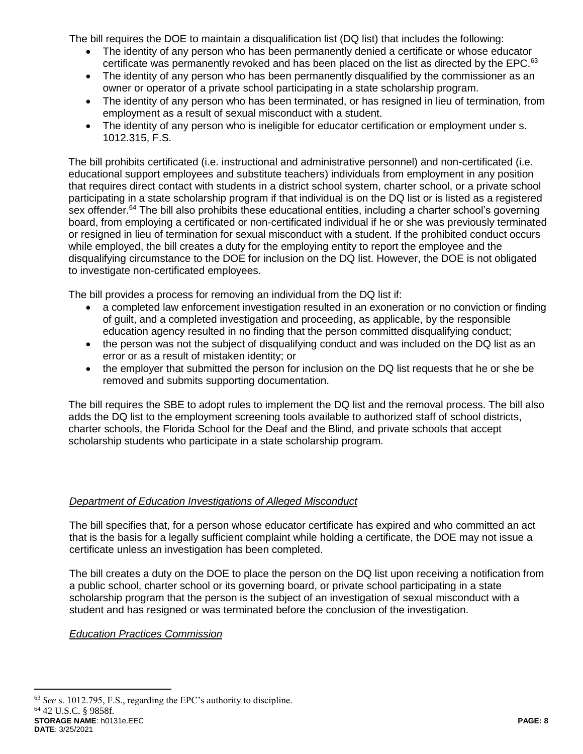The bill requires the DOE to maintain a disqualification list (DQ list) that includes the following:

- The identity of any person who has been permanently denied a certificate or whose educator certificate was permanently revoked and has been placed on the list as directed by the EPC.[63]
- The identity of any person who has been permanently disqualified by the commissioner as an owner or operator of a private school participating in a state scholarship program.
- The identity of any person who has been terminated, or has resigned in lieu of termination, from employment as a result of sexual misconduct with a student.
- The identity of any person who is ineligible for educator certification or employment under s. 1012.315, F.S.

The bill prohibits certificated (i.e. instructional and administrative personnel) and non-certificated (i.e. educational support employees and substitute teachers) individuals from employment in any position that requires direct contact with students in a district school system, charter school, or a private school participating in a state scholarship program if that individual is on the DQ list or is listed as a registered sex offender.[64] The bill also prohibits these educational entities, including a charter school's governing board, from employing a certificated or non-certificated individual if he or she was previously terminated or resigned in lieu of termination for sexual misconduct with a student. If the prohibited conduct occurs while employed, the bill creates a duty for the employing entity to report the employee and the disqualifying circumstance to the DOE for inclusion on the DQ list. However, the DOE is not obligated to investigate non-certificated employees.

The bill provides a process for removing an individual from the DQ list if:

- a completed law enforcement investigation resulted in an exoneration or no conviction or finding of guilt, and a completed investigation and proceeding, as applicable, by the responsible education agency resulted in no finding that the person committed disqualifying conduct;
- the person was not the subject of disqualifying conduct and was included on the DQ list as an error or as a result of mistaken identity; or
- the employer that submitted the person for inclusion on the DQ list requests that he or she be removed and submits supporting documentation.

The bill requires the SBE to adopt rules to implement the DQ list and the removal process. The bill also adds the DQ list to the employment screening tools available to authorized staff of school districts, charter schools, the Florida School for the Deaf and the Blind, and private schools that accept scholarship students who participate in a state scholarship program.

*Department of Education Investigations of Alleged Misconduct*

The bill specifies that, for a person whose educator certificate has expired and who committed an act that is the basis for a legally sufficient complaint while holding a certificate, the DOE may not issue a certificate unless an investigation has been completed.

The bill creates a duty on the DOE to place the person on the DQ list upon receiving a notification from a public school, charter school or its governing board, or private school participating in a state scholarship program that the person is the subject of an investigation of sexual misconduct with a student and has resigned or was terminated before the conclusion of the investigation.

*Education Practices Commission*

---

[63] *See* s. 1012.795, F.S., regarding the EPC's authority to discipline.

[64] 42 U.S.C. § 9858f.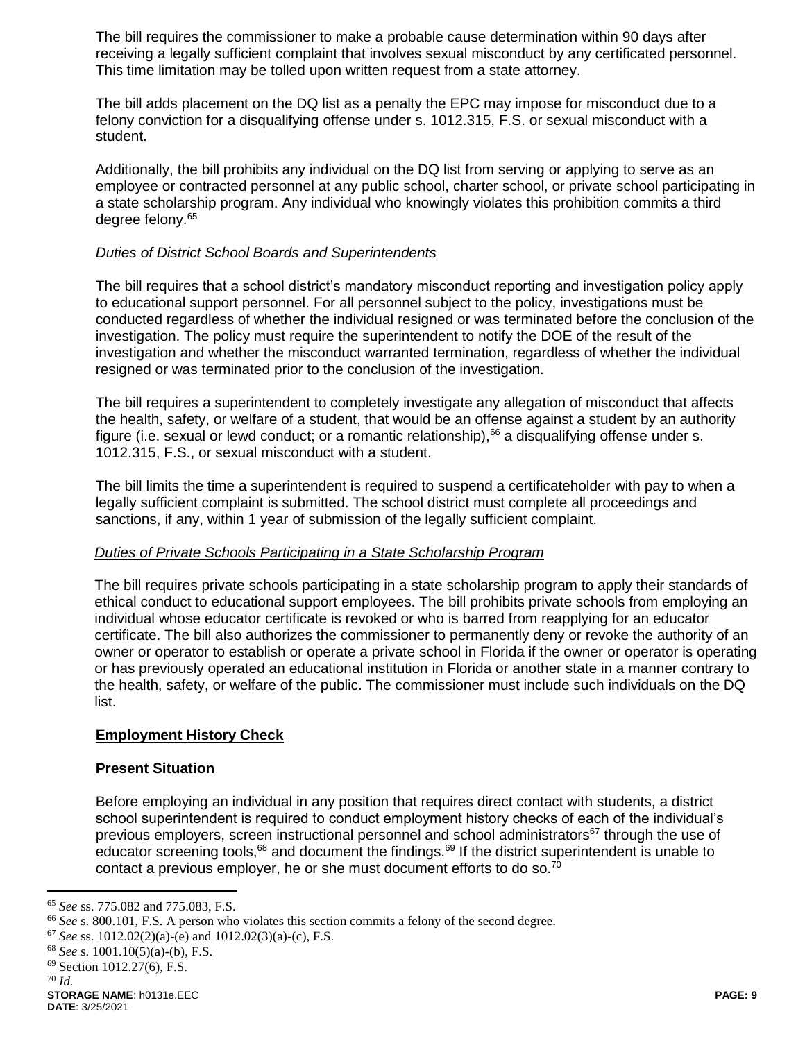The bill requires the commissioner to make a probable cause determination within 90 days after receiving a legally sufficient complaint that involves sexual misconduct by any certificated personnel. This time limitation may be tolled upon written request from a state attorney.

The bill adds placement on the DQ list as a penalty the EPC may impose for misconduct due to a felony conviction for a disqualifying offense under s. 1012.315, F.S. or sexual misconduct with a student.

Additionally, the bill prohibits any individual on the DQ list from serving or applying to serve as an employee or contracted personnel at any public school, charter school, or private school participating in a state scholarship program. Any individual who knowingly violates this prohibition commits a third degree felony.[65]

*Duties of District School Boards and Superintendents*

The bill requires that a school district's mandatory misconduct reporting and investigation policy apply to educational support personnel. For all personnel subject to the policy, investigations must be conducted regardless of whether the individual resigned or was terminated before the conclusion of the investigation. The policy must require the superintendent to notify the DOE of the result of the investigation and whether the misconduct warranted termination, regardless of whether the individual resigned or was terminated prior to the conclusion of the investigation.

The bill requires a superintendent to completely investigate any allegation of misconduct that affects the health, safety, or welfare of a student, that would be an offense against a student by an authority figure (i.e. sexual or lewd conduct; or a romantic relationship),[66] a disqualifying offense under s. 1012.315, F.S., or sexual misconduct with a student.

The bill limits the time a superintendent is required to suspend a certificateholder with pay to when a legally sufficient complaint is submitted. The school district must complete all proceedings and sanctions, if any, within 1 year of submission of the legally sufficient complaint.

*Duties of Private Schools Participating in a State Scholarship Program*

The bill requires private schools participating in a state scholarship program to apply their standards of ethical conduct to educational support employees. The bill prohibits private schools from employing an individual whose educator certificate is revoked or who is barred from reapplying for an educator certificate. The bill also authorizes the commissioner to permanently deny or revoke the authority of an owner or operator to establish or operate a private school in Florida if the owner or operator is operating or has previously operated an educational institution in Florida or another state in a manner contrary to the health, safety, or welfare of the public. The commissioner must include such individuals on the DQ list.

**Employment History Check**

**Present Situation**

Before employing an individual in any position that requires direct contact with students, a district school superintendent is required to conduct employment history checks of each of the individual's previous employers, screen instructional personnel and school administrators[67] through the use of educator screening tools,[68] and document the findings.[69] If the district superintendent is unable to contact a previous employer, he or she must document efforts to do so.[70]

---

[65] *See* ss. 775.082 and 775.083, F.S.
[66] *See* s. 800.101, F.S. A person who violates this section commits a felony of the second degree.
[67] *See* ss. 1012.02(2)(a)-(e) and 1012.02(3)(a)-(c), F.S.
[68] *See* s. 1001.10(5)(a)-(b), F.S.
[69] Section 1012.27(6), F.S.
[70] *Id.*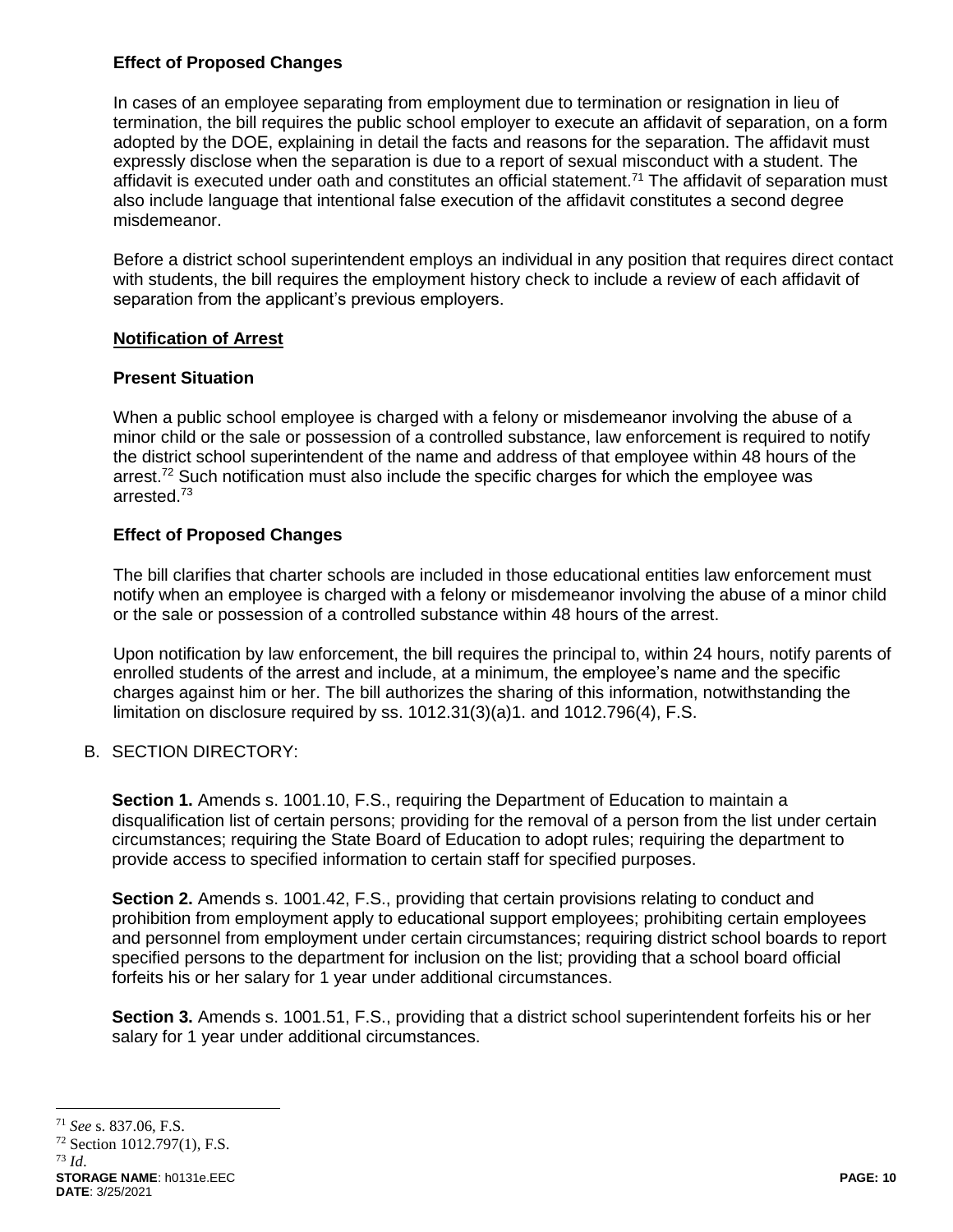### Effect of Proposed Changes

In cases of an employee separating from employment due to termination or resignation in lieu of termination, the bill requires the public school employer to execute an affidavit of separation, on a form adopted by the DOE, explaining in detail the facts and reasons for the separation. The affidavit must expressly disclose when the separation is due to a report of sexual misconduct with a student. The affidavit is executed under oath and constitutes an official statement.[71] The affidavit of separation must also include language that intentional false execution of the affidavit constitutes a second degree misdemeanor.

Before a district school superintendent employs an individual in any position that requires direct contact with students, the bill requires the employment history check to include a review of each affidavit of separation from the applicant's previous employers.

## Notification of Arrest

### Present Situation

When a public school employee is charged with a felony or misdemeanor involving the abuse of a minor child or the sale or possession of a controlled substance, law enforcement is required to notify the district school superintendent of the name and address of that employee within 48 hours of the arrest.[72] Such notification must also include the specific charges for which the employee was arrested.[73]

### Effect of Proposed Changes

The bill clarifies that charter schools are included in those educational entities law enforcement must notify when an employee is charged with a felony or misdemeanor involving the abuse of a minor child or the sale or possession of a controlled substance within 48 hours of the arrest.

Upon notification by law enforcement, the bill requires the principal to, within 24 hours, notify parents of enrolled students of the arrest and include, at a minimum, the employee's name and the specific charges against him or her. The bill authorizes the sharing of this information, notwithstanding the limitation on disclosure required by ss. 1012.31(3)(a)1. and 1012.796(4), F.S.

B. SECTION DIRECTORY:

**Section 1.** Amends s. 1001.10, F.S., requiring the Department of Education to maintain a disqualification list of certain persons; providing for the removal of a person from the list under certain circumstances; requiring the State Board of Education to adopt rules; requiring the department to provide access to specified information to certain staff for specified purposes.

**Section 2.** Amends s. 1001.42, F.S., providing that certain provisions relating to conduct and prohibition from employment apply to educational support employees; prohibiting certain employees and personnel from employment under certain circumstances; requiring district school boards to report specified persons to the department for inclusion on the list; providing that a school board official forfeits his or her salary for 1 year under additional circumstances.

**Section 3.** Amends s. 1001.51, F.S., providing that a district school superintendent forfeits his or her salary for 1 year under additional circumstances.

---

[71] *See* s. 837.06, F.S.

[72] Section 1012.797(1), F.S.

[73] *Id.*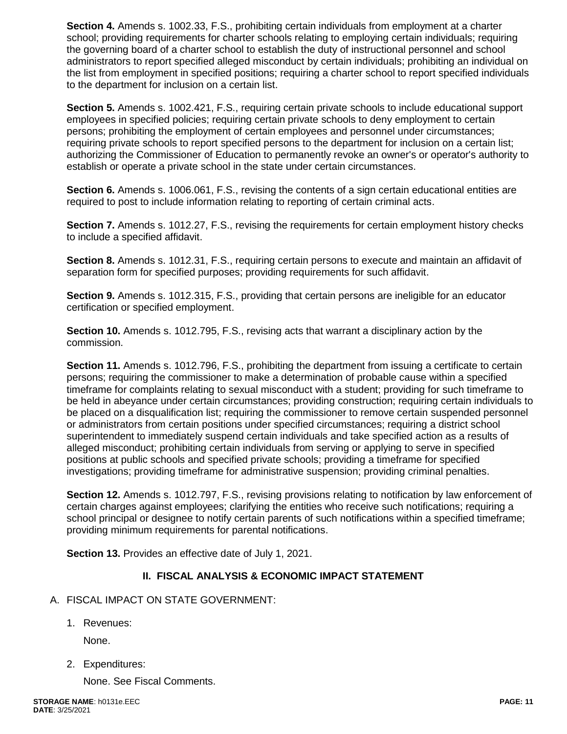**Section 4.** Amends s. 1002.33, F.S., prohibiting certain individuals from employment at a charter school; providing requirements for charter schools relating to employing certain individuals; requiring the governing board of a charter school to establish the duty of instructional personnel and school administrators to report specified alleged misconduct by certain individuals; prohibiting an individual on the list from employment in specified positions; requiring a charter school to report specified individuals to the department for inclusion on a certain list.

**Section 5.** Amends s. 1002.421, F.S., requiring certain private schools to include educational support employees in specified policies; requiring certain private schools to deny employment to certain persons; prohibiting the employment of certain employees and personnel under circumstances; requiring private schools to report specified persons to the department for inclusion on a certain list; authorizing the Commissioner of Education to permanently revoke an owner's or operator's authority to establish or operate a private school in the state under certain circumstances.

**Section 6.** Amends s. 1006.061, F.S., revising the contents of a sign certain educational entities are required to post to include information relating to reporting of certain criminal acts.

**Section 7.** Amends s. 1012.27, F.S., revising the requirements for certain employment history checks to include a specified affidavit.

**Section 8.** Amends s. 1012.31, F.S., requiring certain persons to execute and maintain an affidavit of separation form for specified purposes; providing requirements for such affidavit.

**Section 9.** Amends s. 1012.315, F.S., providing that certain persons are ineligible for an educator certification or specified employment.

**Section 10.** Amends s. 1012.795, F.S., revising acts that warrant a disciplinary action by the commission.

**Section 11.** Amends s. 1012.796, F.S., prohibiting the department from issuing a certificate to certain persons; requiring the commissioner to make a determination of probable cause within a specified timeframe for complaints relating to sexual misconduct with a student; providing for such timeframe to be held in abeyance under certain circumstances; providing construction; requiring certain individuals to be placed on a disqualification list; requiring the commissioner to remove certain suspended personnel or administrators from certain positions under specified circumstances; requiring a district school superintendent to immediately suspend certain individuals and take specified action as a results of alleged misconduct; prohibiting certain individuals from serving or applying to serve in specified positions at public schools and specified private schools; providing a timeframe for specified investigations; providing timeframe for administrative suspension; providing criminal penalties.

**Section 12.** Amends s. 1012.797, F.S., revising provisions relating to notification by law enforcement of certain charges against employees; clarifying the entities who receive such notifications; requiring a school principal or designee to notify certain parents of such notifications within a specified timeframe; providing minimum requirements for parental notifications.

**Section 13.** Provides an effective date of July 1, 2021.

## II. FISCAL ANALYSIS & ECONOMIC IMPACT STATEMENT

A. FISCAL IMPACT ON STATE GOVERNMENT:

1. Revenues:

   None.

2. Expenditures:

   None. See Fiscal Comments.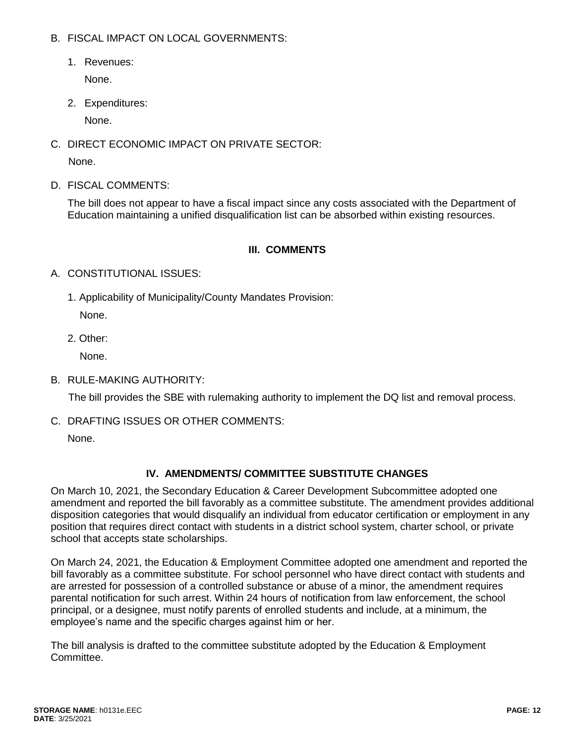B. FISCAL IMPACT ON LOCAL GOVERNMENTS:

1. Revenues:

   None.

2. Expenditures:

   None.

C. DIRECT ECONOMIC IMPACT ON PRIVATE SECTOR:

   None.

D. FISCAL COMMENTS:

   The bill does not appear to have a fiscal impact since any costs associated with the Department of Education maintaining a unified disqualification list can be absorbed within existing resources.

## III. COMMENTS

A. CONSTITUTIONAL ISSUES:

1. Applicability of Municipality/County Mandates Provision:

   None.

2. Other:

   None.

B. RULE-MAKING AUTHORITY:

   The bill provides the SBE with rulemaking authority to implement the DQ list and removal process.

C. DRAFTING ISSUES OR OTHER COMMENTS:

   None.

## IV. AMENDMENTS/ COMMITTEE SUBSTITUTE CHANGES

On March 10, 2021, the Secondary Education & Career Development Subcommittee adopted one amendment and reported the bill favorably as a committee substitute. The amendment provides additional disposition categories that would disqualify an individual from educator certification or employment in any position that requires direct contact with students in a district school system, charter school, or private school that accepts state scholarships.

On March 24, 2021, the Education & Employment Committee adopted one amendment and reported the bill favorably as a committee substitute. For school personnel who have direct contact with students and are arrested for possession of a controlled substance or abuse of a minor, the amendment requires parental notification for such arrest. Within 24 hours of notification from law enforcement, the school principal, or a designee, must notify parents of enrolled students and include, at a minimum, the employee's name and the specific charges against him or her.

The bill analysis is drafted to the committee substitute adopted by the Education & Employment Committee.